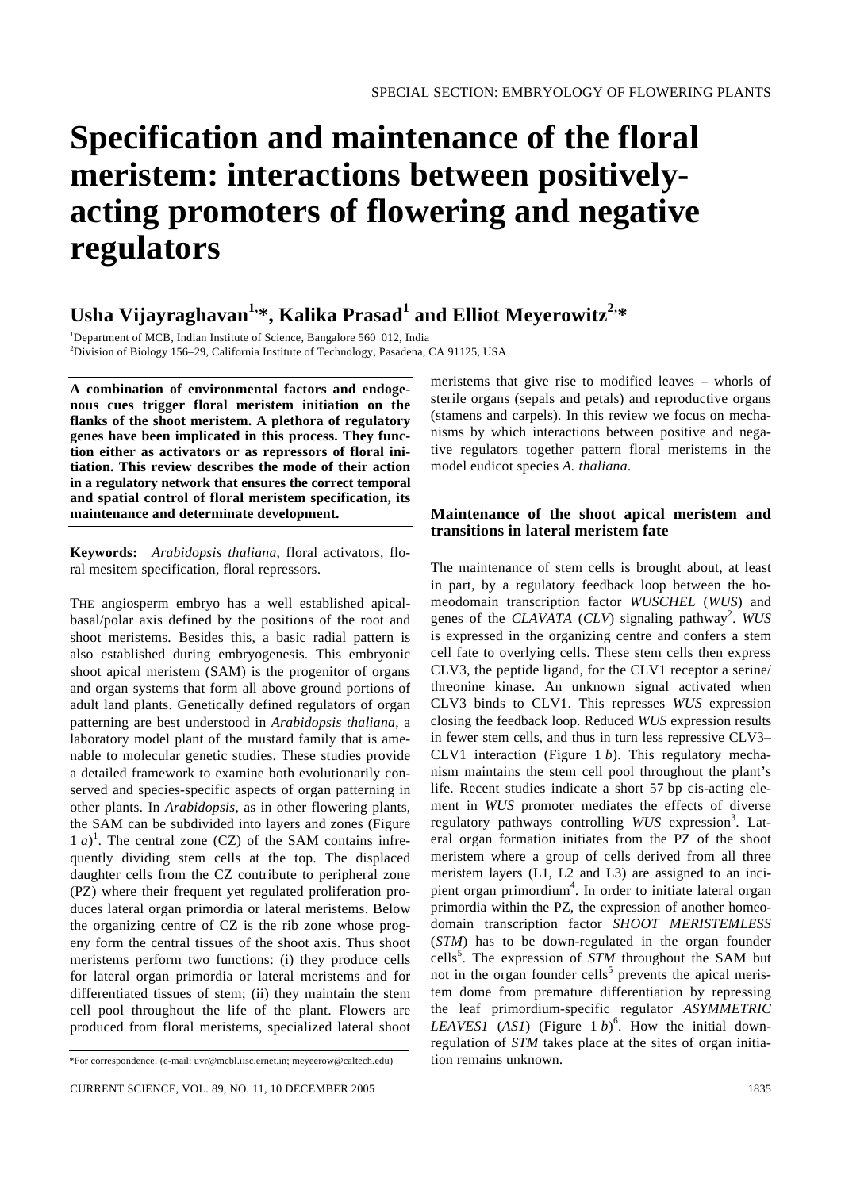# Specification and maintenance of the floral meristem: interactions between positively-acting promoters of flowering and negative regulators

## Usha Vijayraghavan[1,*], Kalika Prasad[1] and Elliot Meyerowitz[2,*]

[1]Department of MCB, Indian Institute of Science, Bangalore 560 012, India
[2]Division of Biology 156–29, California Institute of Technology, Pasadena, CA 91125, USA

**A combination of environmental factors and endogenous cues trigger floral meristem initiation on the flanks of the shoot meristem. A plethora of regulatory genes have been implicated in this process. They function either as activators or as repressors of floral initiation. This review describes the mode of their action in a regulatory network that ensures the correct temporal and spatial control of floral meristem specification, its maintenance and determinate development.**

**Keywords:** *Arabidopsis thaliana*, floral activators, floral mesitem specification, floral repressors.

THE angiosperm embryo has a well established apical-basal/polar axis defined by the positions of the root and shoot meristems. Besides this, a basic radial pattern is also established during embryogenesis. This embryonic shoot apical meristem (SAM) is the progenitor of organs and organ systems that form all above ground portions of adult land plants. Genetically defined regulators of organ patterning are best understood in *Arabidopsis thaliana*, a laboratory model plant of the mustard family that is amenable to molecular genetic studies. These studies provide a detailed framework to examine both evolutionarily conserved and species-specific aspects of organ patterning in other plants. In *Arabidopsis*, as in other flowering plants, the SAM can be subdivided into layers and zones (Figure 1 *a*)[1]. The central zone (CZ) of the SAM contains infrequently dividing stem cells at the top. The displaced daughter cells from the CZ contribute to peripheral zone (PZ) where their frequent yet regulated proliferation produces lateral organ primordia or lateral meristems. Below the organizing centre of CZ is the rib zone whose progeny form the central tissues of the shoot axis. Thus shoot meristems perform two functions: (i) they produce cells for lateral organ primordia or lateral meristems and for differentiated tissues of stem; (ii) they maintain the stem cell pool throughout the life of the plant. Flowers are produced from floral meristems, specialized lateral shoot meristems that give rise to modified leaves – whorls of sterile organs (sepals and petals) and reproductive organs (stamens and carpels). In this review we focus on mechanisms by which interactions between positive and negative regulators together pattern floral meristems in the model eudicot species *A. thaliana*.

### Maintenance of the shoot apical meristem and transitions in lateral meristem fate

The maintenance of stem cells is brought about, at least in part, by a regulatory feedback loop between the homeodomain transcription factor *WUSCHEL* (*WUS*) and genes of the *CLAVATA* (*CLV*) signaling pathway[2]. *WUS* is expressed in the organizing centre and confers a stem cell fate to overlying cells. These stem cells then express CLV3, the peptide ligand, for the CLV1 receptor a serine/threonine kinase. An unknown signal activated when CLV3 binds to CLV1. This represses *WUS* expression closing the feedback loop. Reduced *WUS* expression results in fewer stem cells, and thus in turn less repressive CLV3–CLV1 interaction (Figure 1 *b*). This regulatory mechanism maintains the stem cell pool throughout the plant's life. Recent studies indicate a short 57 bp cis-acting element in *WUS* promoter mediates the effects of diverse regulatory pathways controlling *WUS* expression[3]. Lateral organ formation initiates from the PZ of the shoot meristem where a group of cells derived from all three meristem layers (L1, L2 and L3) are assigned to an incipient organ primordium[4]. In order to initiate lateral organ primordia within the PZ, the expression of another homeodomain transcription factor *SHOOT MERISTEMLESS* (*STM*) has to be down-regulated in the organ founder cells[5]. The expression of *STM* throughout the SAM but not in the organ founder cells[5] prevents the apical meristem dome from premature differentiation by repressing the leaf primordium-specific regulator *ASYMMETRIC LEAVES1* (*AS1*) (Figure 1 *b*)[6]. How the initial down-regulation of *STM* takes place at the sites of organ initiation remains unknown.

*For correspondence. (e-mail: uvr@mcbl.iisc.ernet.in; meyeerow@caltech.edu)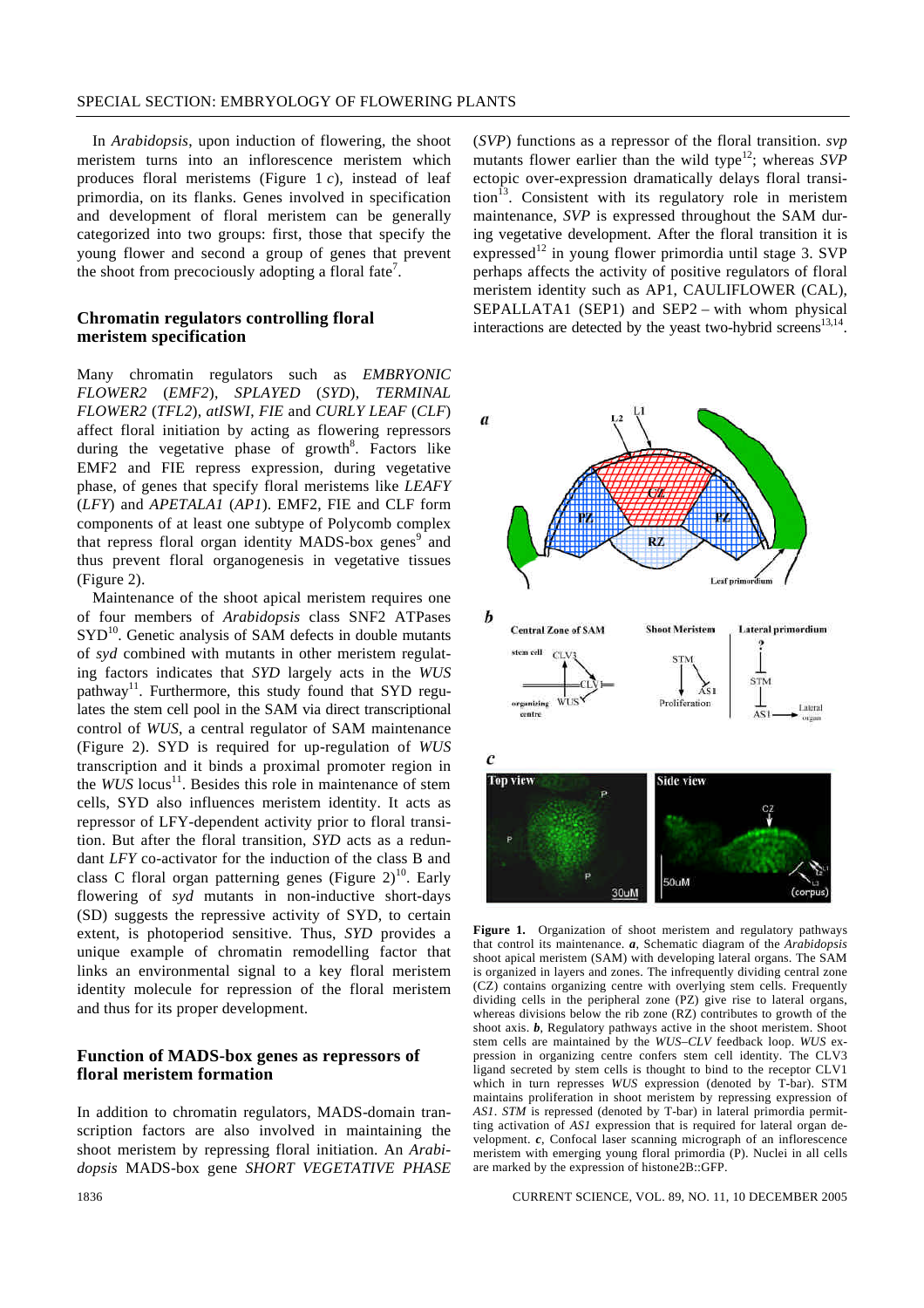In *Arabidopsis*, upon induction of flowering, the shoot meristem turns into an inflorescence meristem which produces floral meristems (Figure 1 *c*), instead of leaf primordia, on its flanks. Genes involved in specification and development of floral meristem can be generally categorized into two groups: first, those that specify the young flower and second a group of genes that prevent the shoot from precociously adopting a floral fate[7].

## Chromatin regulators controlling floral meristem specification

Many chromatin regulators such as *EMBRYONIC FLOWER2* (*EMF2*), *SPLAYED* (*SYD*), *TERMINAL FLOWER2* (*TFL2*), *atISWI*, *FIE* and *CURLY LEAF* (*CLF*) affect floral initiation by acting as flowering repressors during the vegetative phase of growth[8]. Factors like EMF2 and FIE repress expression, during vegetative phase, of genes that specify floral meristems like *LEAFY* (*LFY*) and *APETALA1* (*AP1*). EMF2, FIE and CLF form components of at least one subtype of Polycomb complex that repress floral organ identity MADS-box genes[9] and thus prevent floral organogenesis in vegetative tissues (Figure 2).

Maintenance of the shoot apical meristem requires one of four members of *Arabidopsis* class SNF2 ATPases SYD[10]. Genetic analysis of SAM defects in double mutants of *syd* combined with mutants in other meristem regulating factors indicates that *SYD* largely acts in the *WUS* pathway[11]. Furthermore, this study found that SYD regulates the stem cell pool in the SAM via direct transcriptional control of *WUS*, a central regulator of SAM maintenance (Figure 2). SYD is required for up-regulation of *WUS* transcription and it binds a proximal promoter region in the *WUS* locus[11]. Besides this role in maintenance of stem cells, SYD also influences meristem identity. It acts as repressor of LFY-dependent activity prior to floral transition. But after the floral transition, *SYD* acts as a redundant *LFY* co-activator for the induction of the class B and class C floral organ patterning genes (Figure 2)[10]. Early flowering of *syd* mutants in non-inductive short-days (SD) suggests the repressive activity of SYD, to certain extent, is photoperiod sensitive. Thus, *SYD* provides a unique example of chromatin remodelling factor that links an environmental signal to a key floral meristem identity molecule for repression of the floral meristem and thus for its proper development.

## Function of MADS-box genes as repressors of floral meristem formation

In addition to chromatin regulators, MADS-domain transcription factors are also involved in maintaining the shoot meristem by repressing floral initiation. An *Arabidopsis* MADS-box gene *SHORT VEGETATIVE PHASE* (*SVP*) functions as a repressor of the floral transition. *svp* mutants flower earlier than the wild type[12]; whereas *SVP* ectopic over-expression dramatically delays floral transition[13]. Consistent with its regulatory role in meristem maintenance, *SVP* is expressed throughout the SAM during vegetative development. After the floral transition it is expressed[12] in young flower primordia until stage 3. SVP perhaps affects the quality of positive regulators of floral meristem identity such as AP1, CAULIFLOWER (CAL), SEPALLATA1 (SEP1) and SEP2 – with whom physical interactions are detected by the yeast two-hybrid screens[13,14].

**Figure 1.** Organization of shoot meristem and regulatory pathways that control its maintenance. ***a***, Schematic diagram of the *Arabidopsis* shoot apical meristem (SAM) with developing lateral organs. The SAM is organized in layers and zones. The infrequently dividing central zone (CZ) contains organizing centre with overlying stem cells. Frequently dividing cells in the peripheral zone (PZ) give rise to lateral organs, whereas divisions below the rib zone (RZ) contributes to growth of the shoot axis. ***b***, Regulatory pathways active in the shoot meristem. Shoot stem cells are maintained by the *WUS–CLV* feedback loop. *WUS* expression in organizing centre confers stem cell identity. The CLV3 ligand secreted by stem cells is thought to bind to the receptor CLV1 which in turn represses *WUS* expression (denoted by T-bar). STM maintains proliferation in shoot meristem by repressing expression of *AS1*. *STM* is repressed (denoted by T-bar) in lateral primordia permitting activation of *AS1* expression that is required for lateral organ development. ***c***, Confocal laser scanning micrograph of an inflorescence meristem with emerging young floral primordia (P). Nuclei in all cells are marked by the expression of histone2B::GFP.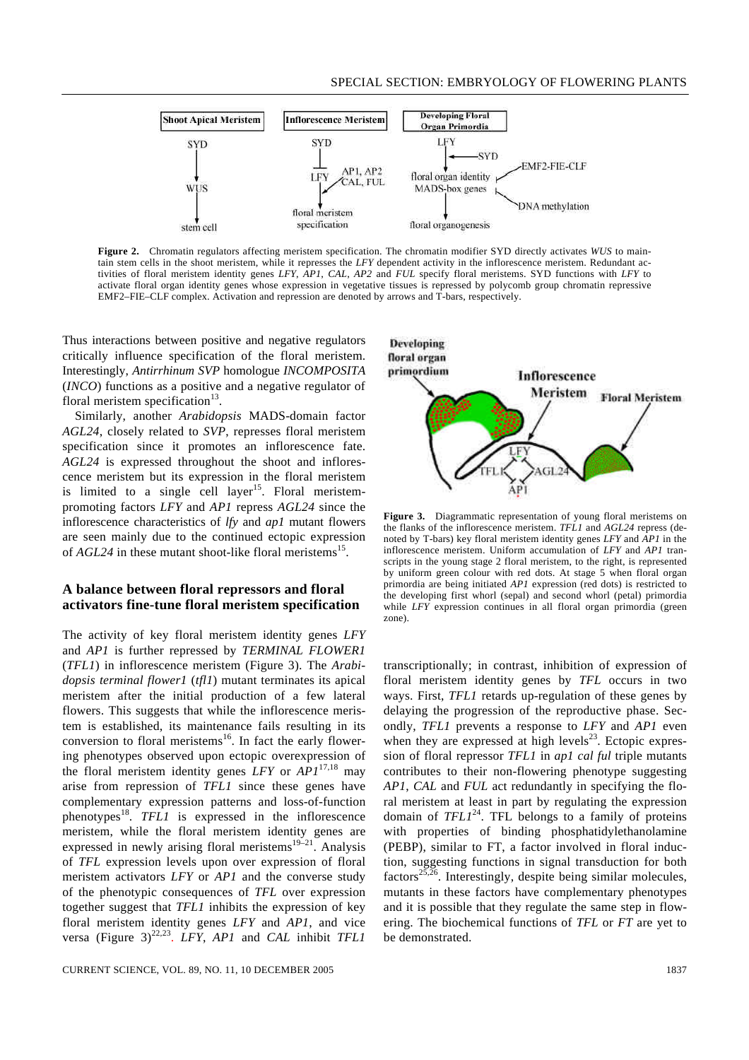**Figure 2.** Chromatin regulators affecting meristem specification. The chromatin modifier SYD directly activates *WUS* to maintain stem cells in the shoot meristem, while it represses the *LFY* dependent activity in the inflorescence meristem. Redundant activities of floral meristem identity genes *LFY*, *AP1*, *CAL*, *AP2* and *FUL* specify floral meristems. SYD functions with *LFY* to activate floral organ identity genes whose expression in vegetative tissues is repressed by polycomb group chromatin repressive EMF2–FIE–CLF complex. Activation and repression are denoted by arrows and T-bars, respectively.

Thus interactions between positive and negative regulators critically influence specification of the floral meristem. Interestingly, *Antirrhinum SVP* homologue *INCOMPOSITA* (*INCO*) functions as a positive and a negative regulator of floral meristem specification[13].

Similarly, another *Arabidopsis* MADS-domain factor *AGL24*, closely related to *SVP*, represses floral meristem specification since it promotes an inflorescence fate. *AGL24* is expressed throughout the shoot and inflorescence meristem but its expression in the floral meristem is limited to a single cell layer[15]. Floral meristem-promoting factors *LFY* and *AP1* repress *AGL24* since the inflorescence characteristics of *lfy* and *ap1* mutant flowers are seen mainly due to the continued ectopic expression of *AGL24* in these mutant shoot-like floral meristems[15].

## A balance between floral repressors and floral activators fine-tune floral meristem specification

The activity of key floral meristem identity genes *LFY* and *AP1* is further repressed by *TERMINAL FLOWER1* (*TFL1*) in inflorescence meristem (Figure 3). The *Arabidopsis terminal flower1* (*tfl1*) mutant terminates its apical meristem after the initial production of a few lateral flowers. This suggests that while the inflorescence meristem is established, its maintenance fails resulting in its conversion to floral meristems[16]. In fact the early flowering phenotypes observed upon ectopic overexpression of the floral meristem identity genes *LFY* or *AP1*[17,18] may arise from repression of *TFL1* since these genes have complementary expression patterns and loss-of-function phenotypes[18]. *TFL1* is expressed in the inflorescence meristem, while the floral meristem identity genes are expressed in newly arising floral meristems[19–21]. Analysis of *TFL* expression levels upon over expression of floral meristem activators *LFY* or *AP1* and the converse study of the phenotypic consequences of *TFL* over expression together suggest that *TFL1* inhibits the expression of key floral meristem identity genes *LFY* and *AP1*, and vice versa (Figure 3)[22,23]. *LFY*, *AP1* and *CAL* inhibit *TFL1* transcriptionally; in contrast, inhibition of expression of floral meristem identity genes by *TFL* occurs in two ways. First, *TFL1* retards up-regulation of these genes by delaying the progression of the reproductive phase. Secondly, *TFL1* prevents a response to *LFY* and *AP1* even when they are expressed at high levels[23]. Ectopic expression of floral repressor *TFL1* in *ap1 cal ful* triple mutants contributes to their non-flowering phenotype suggesting *AP1*, *CAL* and *FUL* act redundantly in specifying the floral meristem at least in part by regulating the expression domain of *TFL1*[24]. TFL belongs to a family of proteins with properties of binding phosphatidylethanolamine (PEBP), similar to FT, a factor involved in floral induction, suggesting functions in signal transduction for both factors[25,26]. Interestingly, despite being similar molecules, mutants in these factors have complementary phenotypes and it is possible that they regulate the same step in flowering. The biochemical functions of *TFL* or *FT* are yet to be demonstrated.

**Figure 3.** Diagrammatic representation of young floral meristems on the flanks of the inflorescence meristem. *TFL1* and *AGL24* repress (denoted by T-bars) key floral meristem identity genes *LFY* and *AP1* in the inflorescence meristem. Uniform accumulation of *LFY* and *AP1* transcripts in the young stage 2 floral meristem, to the right, is represented by uniform green colour with red dots. At stage 5 when floral organ primordia are being initiated *AP1* expression (red dots) is restricted to the developing first whorl (sepal) and second whorl (petal) primordia while *LFY* expression continues in all floral organ primordia (green zone).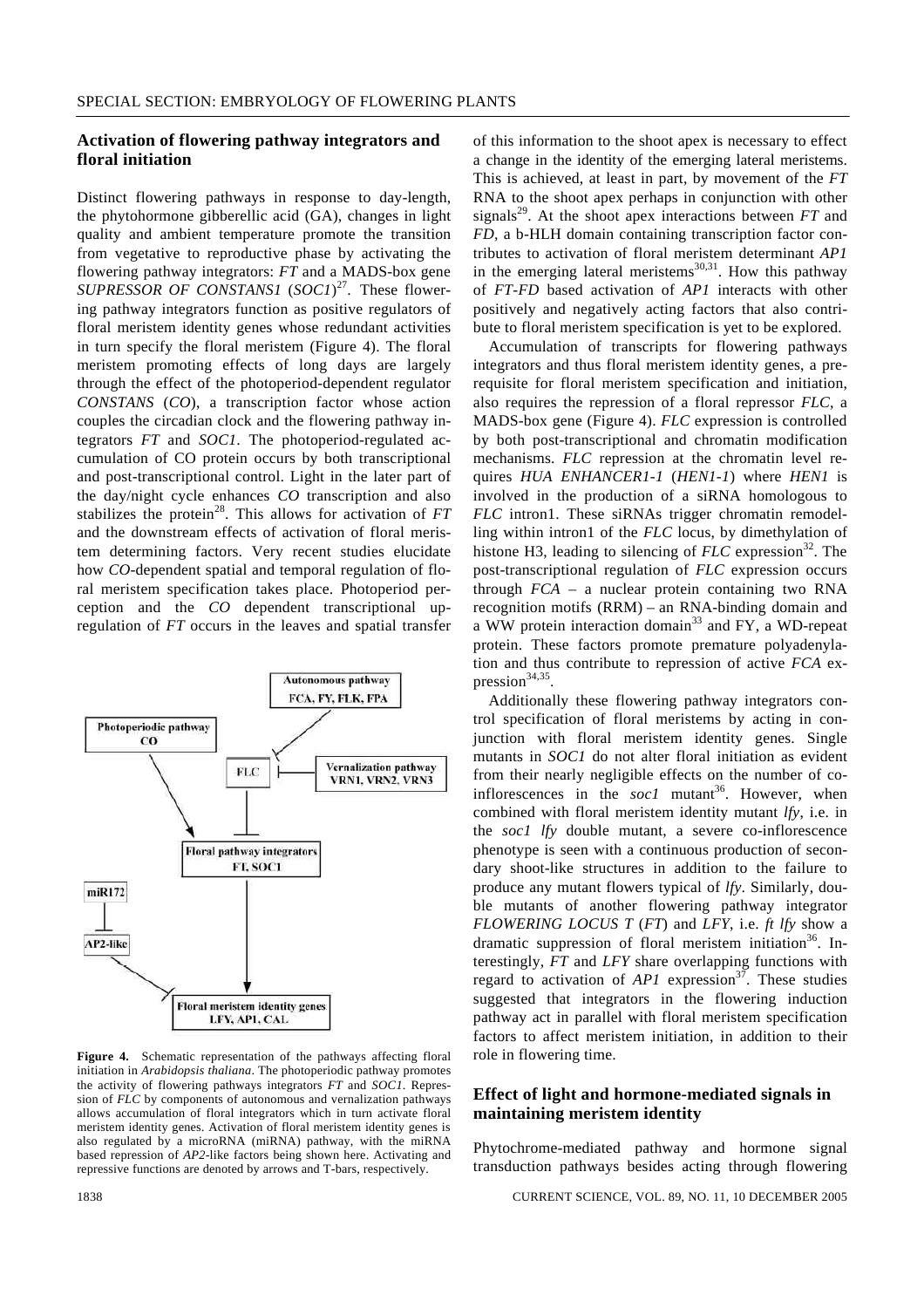## Activation of flowering pathway integrators and floral initiation

Distinct flowering pathways in response to day-length, the phytohormone gibberellic acid (GA), changes in light quality and ambient temperature promote the transition from vegetative to reproductive phase by activating the flowering pathway integrators: *FT* and a MADS-box gene *SUPRESSOR OF CONSTANS1* (*SOC1*)[27]. These flowering pathway integrators function as positive regulators of floral meristem identity genes whose redundant activities in turn specify the floral meristem (Figure 4). The floral meristem promoting effects of long days are largely through the effect of the photoperiod-dependent regulator *CONSTANS* (*CO*), a transcription factor whose action couples the circadian clock and the flowering pathway integrators *FT* and *SOC1*. The photoperiod-regulated accumulation of CO protein occurs by both transcriptional and post-transcriptional control. Light in the later part of the day/night cycle enhances *CO* transcription and also stabilizes the protein[28]. This allows for activation of *FT* and the downstream effects of activation of floral meristem determining factors. Very recent studies elucidate how *CO*-dependent spatial and temporal regulation of floral meristem specification takes place. Photoperiod perception and the *CO* dependent transcriptional upregulation of *FT* occurs in the leaves and spatial transfer of this information to the shoot apex is necessary to effect a change in the identity of the emerging lateral meristems. This is achieved, at least in part, by movement of the *FT* RNA to the shoot apex perhaps in conjunction with other signals[29]. At the shoot apex interactions between *FT* and *FD*, a b-HLH domain containing transcription factor contributes to activation of floral meristem determinant *AP1* in the emerging lateral meristems[30,31]. How this pathway of *FT-FD* based activation of *AP1* interacts with other positively and negatively acting factors that also contribute to floral meristem specification is yet to be explored.

Figure 4. Schematic representation of the pathways affecting floral initiation in *Arabidopsis thaliana*. The photoperiodic pathway promotes the activity of flowering pathways integrators *FT* and *SOC1*. Repression of *FLC* by components of autonomous and vernalization pathways allows accumulation of floral integrators which in turn activate floral meristem identity genes. Activation of floral meristem identity genes is also regulated by a microRNA (miRNA) pathway, with the miRNA based repression of *AP2*-like factors being shown here. Activating and repressive functions are denoted by arrows and T-bars, respectively.

Accumulation of transcripts for flowering pathways integrators and thus floral meristem identity genes, a prerequisite for floral meristem specification and initiation, also requires the repression of a floral repressor *FLC*, a MADS-box gene (Figure 4). *FLC* expression is controlled by both post-transcriptional and chromatin modification mechanisms. *FLC* repression at the chromatin level requires *HUA ENHANCER1-1* (*HEN1-1*) where *HEN1* is involved in the production of a siRNA homologous to *FLC* intron1. These siRNAs trigger chromatin remodelling within intron1 of the *FLC* locus, by dimethylation of histone H3, leading to silencing of *FLC* expression[32]. The post-transcriptional regulation of *FLC* expression occurs through *FCA* – a nuclear protein containing two RNA recognition motifs (RRM) – an RNA-binding domain and a WW protein interaction domain[33] and FY, a WD-repeat protein. These factors promote premature polyadenylation and thus contribute to repression of active *FCA* expression[34,35].

Additionally these flowering pathway integrators control specification of floral meristems by acting in conjunction with floral meristem identity genes. Single mutants in *SOC1* do not alter floral initiation as evident from their nearly negligible effects on the number of co-inflorescences in the *soc1* mutant[36]. However, when combined with floral meristem identity mutant *lfy*, i.e. in the *soc1 lfy* double mutant, a severe co-inflorescence phenotype is seen with a continuous production of secondary shoot-like structures in addition to the failure to produce any mutant flowers typical of *lfy*. Similarly, double mutants of another flowering pathway integrator *FLOWERING LOCUS T* (*FT*) and *LFY*, i.e. *ft lfy* show a dramatic suppression of floral meristem initiation[36]. Interestingly, *FT* and *LFY* share overlapping functions with regard to activation of *AP1* expression[37]. These studies suggested that integrators in the flowering induction pathway act in parallel with floral meristem specification factors to affect meristem initiation, in addition to their role in flowering time.

## Effect of light and hormone-mediated signals in maintaining meristem identity

Phytochrome-mediated pathway and hormone signal transduction pathways besides acting through flowering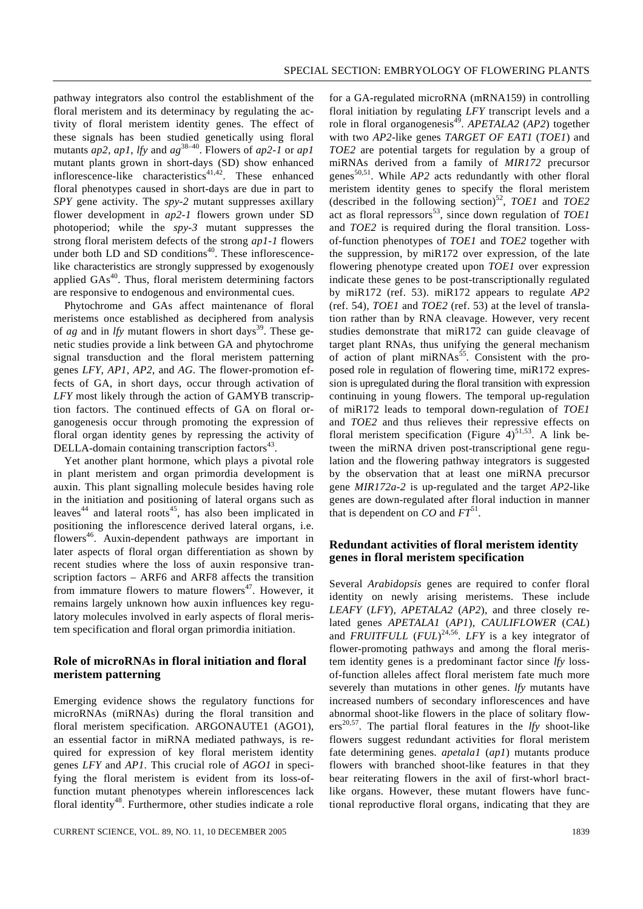pathway integrators also control the establishment of the floral meristem and its determinacy by regulating the activity of floral meristem identity genes. The effect of these signals has been studied genetically using floral mutants *ap2*, *ap1*, *lfy* and *ag*[38–40]. Flowers of *ap2-1* or *ap1* mutant plants grown in short-days (SD) show enhanced inflorescence-like characteristics[41,42]. These enhanced floral phenotypes caused in short-days are due in part to *SPY* gene activity. The *spy-2* mutant suppresses axillary flower development in *ap2-1* flowers grown under SD photoperiod; while the *spy-3* mutant suppresses the strong floral meristem defects of the strong *ap1-1* flowers under both LD and SD conditions[40]. These inflorescence-like characteristics are strongly suppressed by exogenously applied GAs[40]. Thus, floral meristem determining factors are responsive to endogenous and environmental cues.

Phytochrome and GAs affect maintenance of floral meristems once established as deciphered from analysis of *ag* and in *lfy* mutant flowers in short days[39]. These genetic studies provide a link between GA and phytochrome signal transduction and the floral meristem patterning genes *LFY*, *AP1*, *AP2*, and *AG*. The flower-promotion effects of GA, in short days, occur through activation of *LFY* most likely through the action of GAMYB transcription factors. The continued effects of GA on floral organogenesis occur through promoting the expression of floral organ identity genes by repressing the activity of DELLA-domain containing transcription factors[43].

Yet another plant hormone, which plays a pivotal role in plant meristem and organ primordia development is auxin. This plant signalling molecule besides having role in the initiation and positioning of lateral organs such as leaves[44] and lateral roots[45], has also been implicated in positioning the inflorescence derived lateral organs, i.e. flowers[46]. Auxin-dependent pathways are important in later aspects of floral organ differentiation as shown by recent studies where the loss of auxin responsive transcription factors – ARF6 and ARF8 affects the transition from immature flowers to mature flowers[47]. However, it remains largely unknown how auxin influences key regulatory molecules involved in early aspects of floral meristem specification and floral organ primordia initiation.

## Role of microRNAs in floral initiation and floral meristem patterning

Emerging evidence shows the regulatory functions for microRNAs (miRNAs) during the floral transition and floral meristem specification. ARGONAUTE1 (AGO1), an essential factor in miRNA mediated pathways, is required for expression of key floral meristem identity genes *LFY* and *AP1*. This crucial role of *AGO1* in specifying the floral meristem is evident from its loss-of-function mutant phenotypes wherein inflorescences lack floral identity[48]. Furthermore, other studies indicate a role for a GA-regulated microRNA (mRNA159) in controlling floral initiation by regulating *LFY* transcript levels and a role in floral organogenesis[49]. *APETALA2* (*AP2*) together with two *AP2*-like genes *TARGET OF EAT1* (*TOE1*) and *TOE2* are potential targets for regulation by a group of miRNAs derived from a family of *MIR172* precursor genes[50,51]. While *AP2* acts redundantly with other floral meristem identity genes to specify the floral meristem (described in the following section)[52], *TOE1* and *TOE2* act as floral repressors[53], since down regulation of *TOE1* and *TOE2* is required during the floral transition. Loss-of-function phenotypes of *TOE1* and *TOE2* together with the suppression, by miR172 over expression, of the late flowering phenotype created upon *TOE1* over expression indicate these genes to be post-transcriptionally regulated by miR172 (ref. 53). miR172 appears to regulate *AP2* (ref. 54), *TOE1* and *TOE2* (ref. 53) at the level of translation rather than by RNA cleavage. However, very recent studies demonstrate that miR172 can guide cleavage of target plant RNAs, thus unifying the general mechanism of action of plant miRNAs[55]. Consistent with the proposed role in regulation of flowering time, miR172 expression is upregulated during the floral transition with expression continuing in young flowers. The temporal up-regulation of miR172 leads to temporal down-regulation of *TOE1* and *TOE2* and thus relieves their repressive effects on floral meristem specification (Figure 4)[51,53]. A link between the miRNA driven post-transcriptional gene regulation and the flowering pathway integrators is suggested by the observation that at least one miRNA precursor gene *MIR172a-2* is up-regulated and the target *AP2*-like genes are down-regulated after floral induction in manner that is dependent on *CO* and *FT*[51].

## Redundant activities of floral meristem identity genes in floral meristem specification

Several *Arabidopsis* genes are required to confer floral identity on newly arising meristems. These include *LEAFY* (*LFY*), *APETALA2* (*AP2*), and three closely related genes *APETALA1* (*AP1*), *CAULIFLOWER* (*CAL*) and *FRUITFULL* (*FUL*)[24,56]. *LFY* is a key integrator of flower-promoting pathways and among the floral meristem identity genes is a predominant factor since *lfy* loss-of-function alleles affect floral meristem fate much more severely than mutations in other genes. *lfy* mutants have increased numbers of secondary inflorescences and have abnormal shoot-like flowers in the place of solitary flowers[20,57]. The partial floral features in the *lfy* shoot-like flowers suggest redundant activities for floral meristem fate determining genes. *apetala1* (*ap1*) mutants produce flowers with branched shoot-like features in that they bear reiterating flowers in the axil of first-whorl bract-like organs. However, these mutant flowers have functional reproductive floral organs, indicating that they are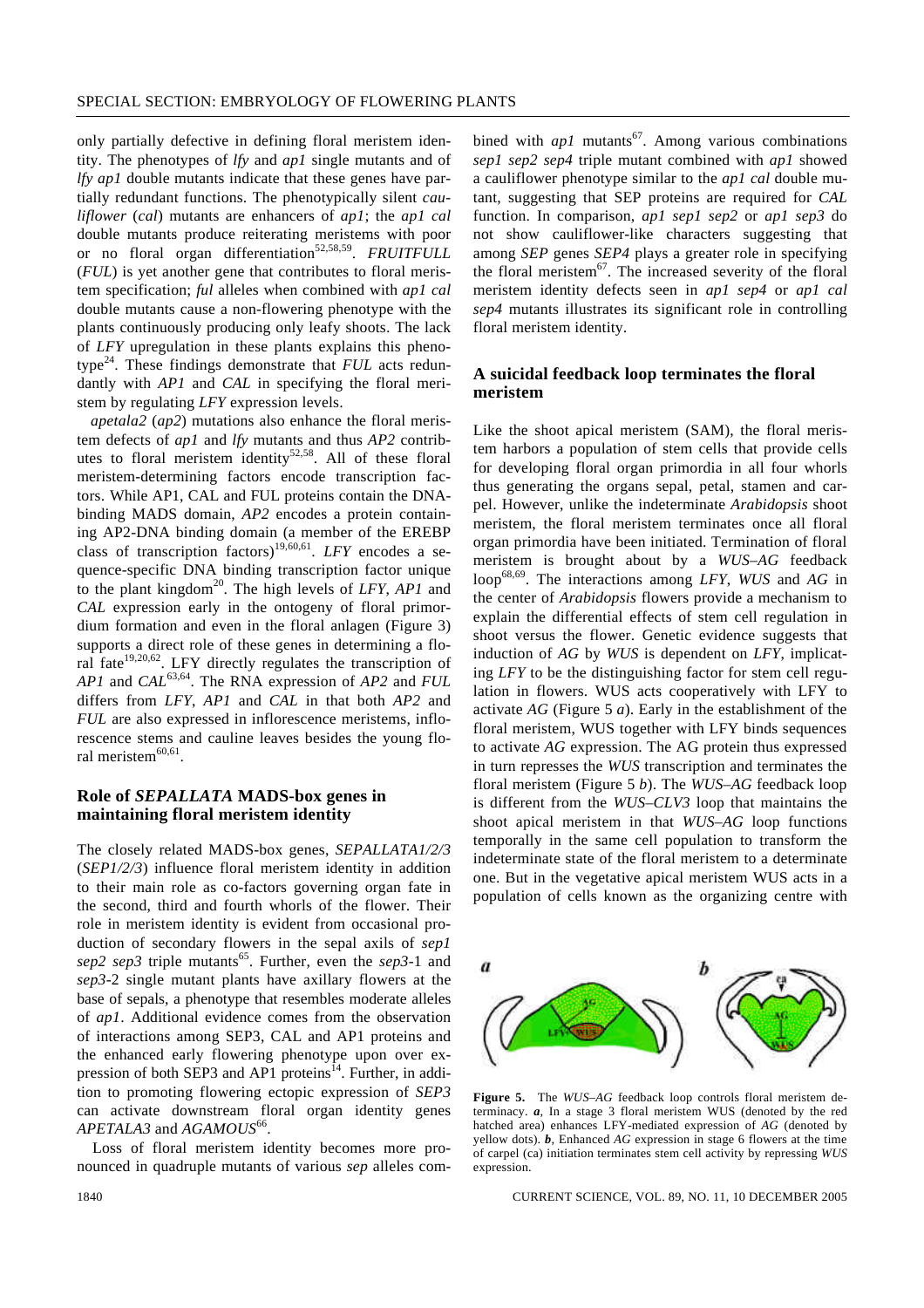only partially defective in defining floral meristem identity. The phenotypes of *lfy* and *ap1* single mutants and of *lfy ap1* double mutants indicate that these genes have partially redundant functions. The phenotypically silent *cauliflower* (*cal*) mutants are enhancers of *ap1*; the *ap1 cal* double mutants produce reiterating meristems with poor or no floral organ differentiation[52,58,59]. *FRUITFULL* (*FUL*) is yet another gene that contributes to floral meristem specification; *ful* alleles when combined with *ap1 cal* double mutants cause a non-flowering phenotype with the plants continuously producing only leafy shoots. The lack of *LFY* upregulation in these plants explains this phenotype[24]. These findings demonstrate that *FUL* acts redundantly with *AP1* and *CAL* in specifying the floral meristem by regulating *LFY* expression levels.

*apetala2* (*ap2*) mutations also enhance the floral meristem defects of *ap1* and *lfy* mutants and thus *AP2* contributes to floral meristem identity[52,58]. All of these floral meristem-determining factors encode transcription factors. While AP1, CAL and FUL proteins contain the DNA-binding MADS domain, *AP2* encodes a protein containing AP2-DNA binding domain (a member of the EREBP class of transcription factors)[19,60,61]. *LFY* encodes a sequence-specific DNA binding transcription factor unique to the plant kingdom[20]. The high levels of *LFY*, *AP1* and *CAL* expression early in the ontogeny of floral primordium formation and even in the floral anlagen (Figure 3) supports a direct role of these genes in determining a floral fate[19,20,62]. LFY directly regulates the transcription of *AP1* and *CAL*[63,64]. The RNA expression of *AP2* and *FUL* differs from *LFY*, *AP1* and *CAL* in that both *AP2* and *FUL* are also expressed in inflorescence meristems, inflorescence stems and cauline leaves besides the young floral meristem[60,61].

## Role of *SEPALLATA* MADS-box genes in maintaining floral meristem identity

The closely related MADS-box genes, *SEPALLATA1/2/3* (*SEP1/2/3*) influence floral meristem identity in addition to their main role as co-factors governing organ fate in the second, third and fourth whorls of the flower. Their role in meristem identity is evident from occasional production of secondary flowers in the sepal axils of *sep1 sep2 sep3* triple mutants[65]. Further, even the *sep3-1* and *sep3-2* single mutant plants have axillary flowers at the base of sepals, a phenotype that resembles moderate alleles of *ap1*. Additional evidence comes from the observation of interactions among SEP3, CAL and AP1 proteins and the enhanced early flowering phenotype upon over expression of both SEP3 and AP1 proteins[14]. Further, in addition to promoting flowering ectopic expression of *SEP3* can activate downstream floral organ identity genes *APETALA3* and *AGAMOUS*[66].

Loss of floral meristem identity becomes more pronounced in quadruple mutants of various *sep* alleles combined with *ap1* mutants[67]. Among various combinations *sep1 sep2 sep4* triple mutant combined with *ap1* showed a cauliflower phenotype similar to the *ap1 cal* double mutant, suggesting that SEP proteins are required for *CAL* function. In comparison, *ap1 sep1 sep2* or *ap1 sep3* do not show cauliflower-like characters suggesting that among *SEP* genes *SEP4* plays a greater role in specifying the floral meristem[67]. The increased severity of the floral meristem identity defects seen in *ap1 sep4* or *ap1 cal sep4* mutants illustrates its significant role in controlling floral meristem identity.

## A suicidal feedback loop terminates the floral meristem

Like the shoot apical meristem (SAM), the floral meristem harbors a population of stem cells that provide cells for developing floral organ primordia in all four whorls thus generating the organs sepal, petal, stamen and carpel. However, unlike the indeterminate *Arabidopsis* shoot meristem, the floral meristem terminates once all floral organ primordia have been initiated. Termination of floral meristem is brought about by a *WUS–AG* feedback loop[68,69]. The interactions among *LFY*, *WUS* and *AG* in the center of *Arabidopsis* flowers provide a mechanism to explain the differential effects of stem cell regulation in shoot versus the flower. Genetic evidence suggests that induction of *AG* by *WUS* is dependent on *LFY*, implicating *LFY* to be the distinguishing factor for stem cell regulation in flowers. WUS acts cooperatively with LFY to activate *AG* (Figure 5 *a*). Early in the establishment of the floral meristem, WUS together with LFY binds sequences to activate *AG* expression. The AG protein thus expressed in turn represses the *WUS* transcription and terminates the floral meristem (Figure 5 *b*). The *WUS–AG* feedback loop is different from the *WUS–CLV3* loop that maintains the shoot apical meristem in that *WUS–AG* loop functions temporally in the same cell population to transform the indeterminate state of the floral meristem to a determinate one. But in the vegetative apical meristem WUS acts in a population of cells known as the organizing centre with

**Figure 5.** The *WUS–AG* feedback loop controls floral meristem determinacy. ***a***, In a stage 3 floral meristem WUS (denoted by the red hatched area) enhances LFY-mediated expression of *AG* (denoted by yellow dots). ***b***, Enhanced *AG* expression in stage 6 flowers at the time of carpel (ca) initiation terminates stem cell activity by repressing *WUS* expression.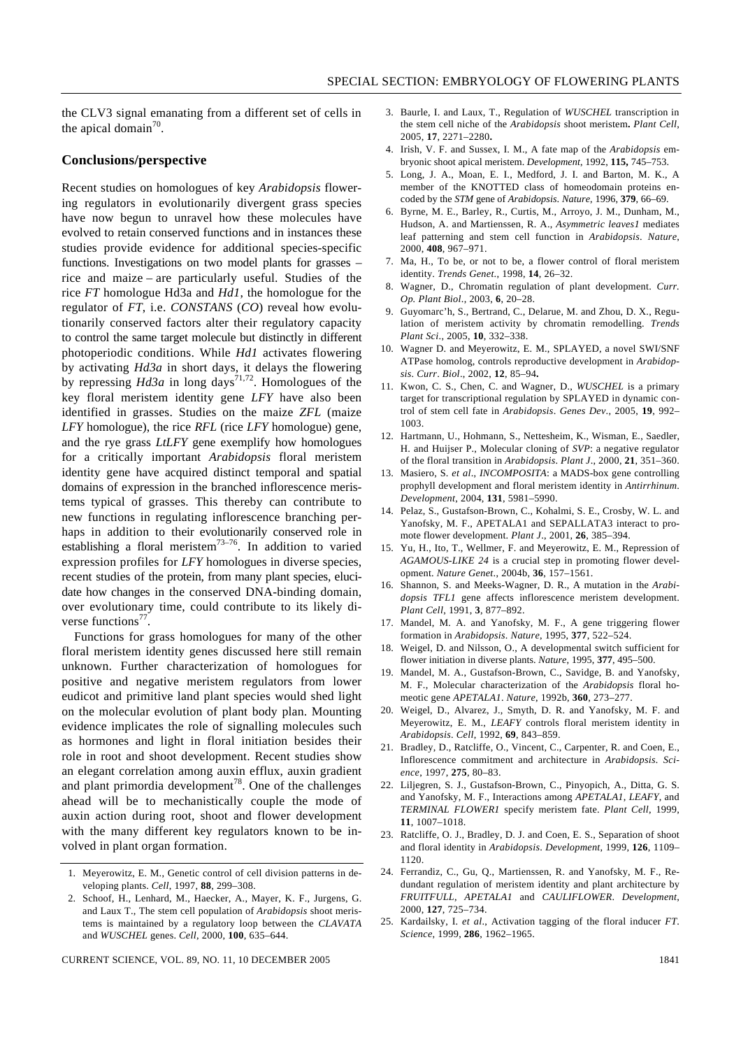the CLV3 signal emanating from a different set of cells in the apical domain[70].

## Conclusions/perspective

Recent studies on homologues of key *Arabidopsis* flowering regulators in evolutionarily divergent grass species have now begun to unravel how these molecules have evolved to retain conserved functions and in instances these studies provide evidence for additional species-specific functions. Investigations on two model plants for grasses – rice and maize – are particularly useful. Studies of the rice *FT* homologue Hd3a and *Hd1*, the homologue for the regulator of *FT*, i.e. *CONSTANS* (*CO*) reveal how evolutionarily conserved factors alter their regulatory capacity to control the same target molecule but distinctly in different photoperiodic conditions. While *Hd1* activates flowering by activating *Hd3a* in short days, it delays the flowering by repressing *Hd3a* in long days[71,72]. Homologues of the key floral meristem identity gene *LFY* have also been identified in grasses. Studies on the maize *ZFL* (maize *LFY* homologue), the rice *RFL* (rice *LFY* homologue) gene, and the rye grass *LtLFY* gene exemplify how homologues for a critically important *Arabidopsis* floral meristem identity gene have acquired distinct temporal and spatial domains of expression in the branched inflorescence meristems typical of grasses. This thereby can contribute to new functions in regulating inflorescence branching perhaps in addition to their evolutionarily conserved role in establishing a floral meristem[73–76]. In addition to varied expression profiles for *LFY* homologues in diverse species, recent studies of the protein, from many plant species, elucidate how changes in the conserved DNA-binding domain, over evolutionary time, could contribute to its likely diverse functions[77].

Functions for grass homologues for many of the other floral meristem identity genes discussed here still remain unknown. Further characterization of homologues for positive and negative meristem regulators from lower eudicot and primitive land plant species would shed light on the molecular evolution of plant body plan. Mounting evidence implicates the role of signalling molecules such as hormones and light in floral initiation besides their role in root and shoot development. Recent studies show an elegant correlation among auxin efflux, auxin gradient and plant primordia development[78]. One of the challenges ahead will be to mechanistically couple the mode of auxin action during root, shoot and flower development with the many different key regulators known to be involved in plant organ formation.

1. Meyerowitz, E. M., Genetic control of cell division patterns in developing plants. *Cell*, 1997, **88**, 299–308.
2. Schoof, H., Lenhard, M., Haecker, A., Mayer, K. F., Jurgens, G. and Laux T., The stem cell population of *Arabidopsis* shoot meristems is maintained by a regulatory loop between the *CLAVATA* and *WUSCHEL* genes. *Cell*, 2000, **100**, 635–644.
3. Baurle, I. and Laux, T., Regulation of *WUSCHEL* transcription in the stem cell niche of the *Arabidopsis* shoot meristem**.** *Plant Cell*, 2005, **17**, 2271–2280**.**
4. Irish, V. F. and Sussex, I. M., A fate map of the *Arabidopsis* embryonic shoot apical meristem. *Development*, 1992, **115,** 745–753.
5. Long, J. A., Moan, E. I., Medford, J. I. and Barton, M. K., A member of the KNOTTED class of homeodomain proteins encoded by the *STM* gene of *Arabidopsis. Nature*, 1996, **379**, 66–69.
6. Byrne, M. E., Barley, R., Curtis, M., Arroyo, J. M., Dunham, M., Hudson, A. and Martienssen, R. A., *Asymmetric leaves1* mediates leaf patterning and stem cell function in *Arabidopsis*. *Nature*, 2000, **408**, 967–971.
7. Ma, H., To be, or not to be, a flower control of floral meristem identity. *Trends Genet.*, 1998, **14**, 26–32.
8. Wagner, D., Chromatin regulation of plant development. *Curr. Op. Plant Biol*., 2003, **6**, 20–28.
9. Guyomarc'h, S., Bertrand, C., Delarue, M. and Zhou, D. X., Regulation of meristem activity by chromatin remodelling. *Trends Plant Sci*., 2005, **10**, 332–338.
10. Wagner D. and Meyerowitz, E. M., SPLAYED, a novel SWI/SNF ATPase homolog, controls reproductive development in *Arabidopsis*. *Curr. Biol*., 2002, **12**, 85–94**.**
11. Kwon, C. S., Chen, C. and Wagner, D., *WUSCHEL* is a primary target for transcriptional regulation by SPLAYED in dynamic control of stem cell fate in *Arabidopsis*. *Genes Dev*., 2005, **19**, 992–1003.
12. Hartmann, U., Hohmann, S., Nettesheim, K., Wisman, E., Saedler, H. and Huijser P., Molecular cloning of *SVP*: a negative regulator of the floral transition in *Arabidopsis*. *Plant J*., 2000, **21**, 351–360.
13. Masiero, S. *et al*., *INCOMPOSITA*: a MADS-box gene controlling prophyll development and floral meristem identity in *Antirrhinum*. *Development*, 2004, **131**, 5981–5990.
14. Pelaz, S., Gustafson-Brown, C., Kohalmi, S. E., Crosby, W. L. and Yanofsky, M. F., APETALA1 and SEPALLATA3 interact to promote flower development. *Plant J*., 2001, **26**, 385–394.
15. Yu, H., Ito, T., Wellmer, F. and Meyerowitz, E. M., Repression of *AGAMOUS-LIKE 24* is a crucial step in promoting flower development. *Nature Genet*., 2004b, **36**, 157–1561.
16. Shannon, S. and Meeks-Wagner, D. R., A mutation in the *Arabidopsis TFL1* gene affects inflorescence meristem development. *Plant Cell*, 1991, **3**, 877–892.
17. Mandel, M. A. and Yanofsky, M. F., A gene triggering flower formation in *Arabidopsis*. *Nature*, 1995, **377**, 522–524.
18. Weigel, D. and Nilsson, O., A developmental switch sufficient for flower initiation in diverse plants. *Nature*, 1995, **377**, 495–500.
19. Mandel, M. A., Gustafson-Brown, C., Savidge, B. and Yanofsky, M. F., Molecular characterization of the *Arabidopsis* floral homeotic gene *APETALA1*. *Nature*, 1992b, **360**, 273–277.
20. Weigel, D., Alvarez, J., Smyth, D. R. and Yanofsky, M. F. and Meyerowitz, E. M., *LEAFY* controls floral meristem identity in *Arabidopsis*. *Cell*, 1992, **69**, 843–859.
21. Bradley, D., Ratcliffe, O., Vincent, C., Carpenter, R. and Coen, E., Inflorescence commitment and architecture in *Arabidopsis*. *Science*, 1997, **275**, 80–83.
22. Liljegren, S. J., Gustafson-Brown, C., Pinyopich, A., Ditta, G. S. and Yanofsky, M. F., Interactions among *APETALA1*, *LEAFY*, and *TERMINAL FLOWER1* specify meristem fate. *Plant Cell*, 1999, **11**, 1007–1018.
23. Ratcliffe, O. J., Bradley, D. J. and Coen, E. S., Separation of shoot and floral identity in *Arabidopsis*. *Development*, 1999, **126**, 1109–1120.
24. Ferrandiz, C., Gu, Q., Martienssen, R. and Yanofsky, M. F., Redundant regulation of meristem identity and plant architecture by *FRUITFULL*, *APETALA1* and *CAULIFLOWER*. *Development*, 2000, **127**, 725–734.
25. Kardailsky, I. *et al*., Activation tagging of the floral inducer *FT*. *Science*, 1999, **286**, 1962–1965.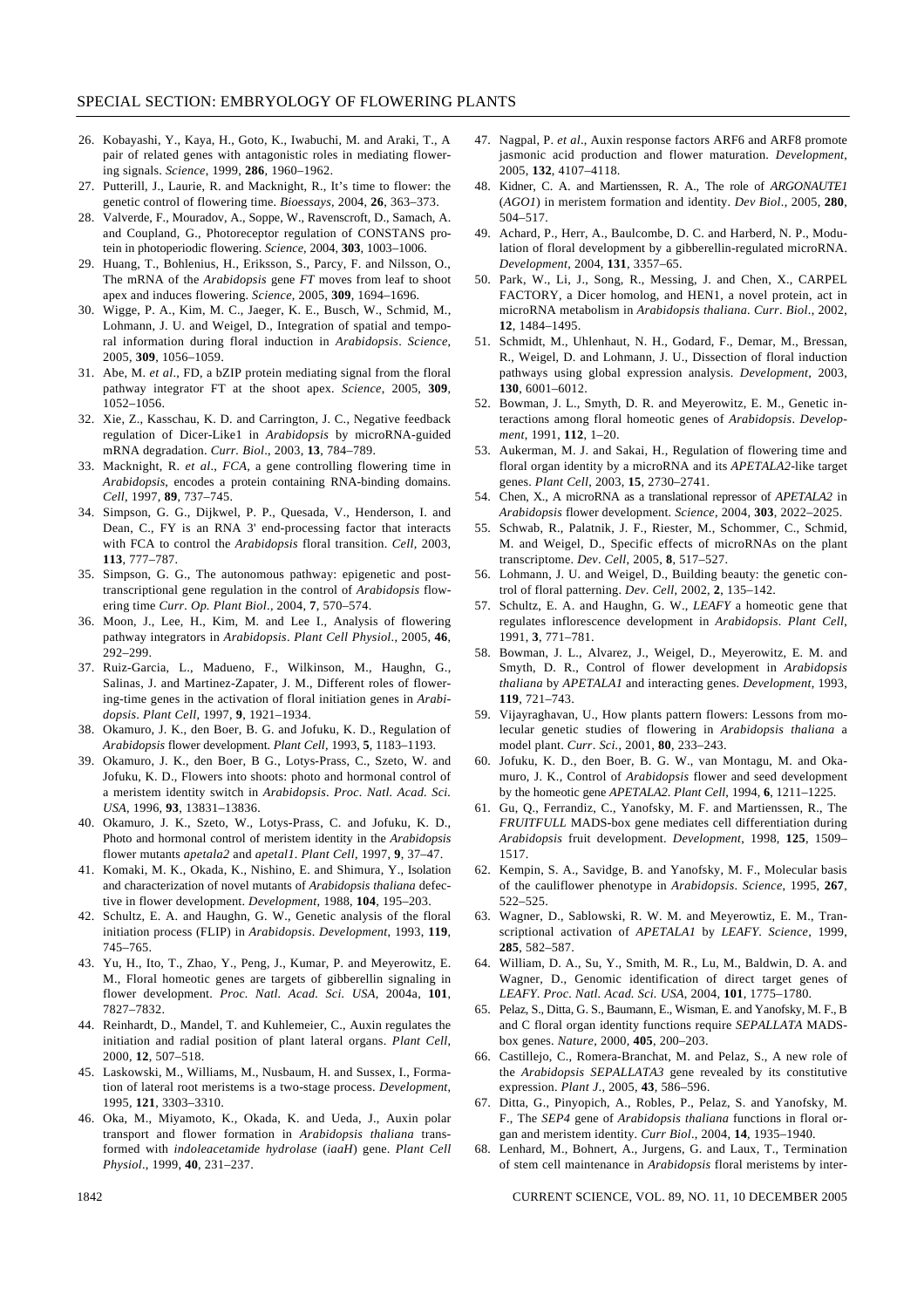26. Kobayashi, Y., Kaya, H., Goto, K., Iwabuchi, M. and Araki, T., A pair of related genes with antagonistic roles in mediating flowering signals. *Science*, 1999, **286**, 1960–1962.
27. Putterill, J., Laurie, R. and Macknight, R., It's time to flower: the genetic control of flowering time. *Bioessays*, 2004, **26**, 363–373.
28. Valverde, F., Mouradov, A., Soppe, W., Ravenscroft, D., Samach, A. and Coupland, G., Photoreceptor regulation of CONSTANS protein in photoperiodic flowering. *Science*, 2004, **303**, 1003–1006.
29. Huang, T., Bohlenius, H., Eriksson, S., Parcy, F. and Nilsson, O., The mRNA of the *Arabidopsis* gene *FT* moves from leaf to shoot apex and induces flowering. *Science*, 2005, **309**, 1694–1696.
30. Wigge, P. A., Kim, M. C., Jaeger, K. E., Busch, W., Schmid, M., Lohmann, J. U. and Weigel, D., Integration of spatial and temporal information during floral induction in *Arabidopsis*. *Science*, 2005, **309**, 1056–1059.
31. Abe, M. *et al*., FD, a bZIP protein mediating signal from the floral pathway integrator FT at the shoot apex. *Science*, 2005, **309**, 1052–1056.
32. Xie, Z., Kasschau, K. D. and Carrington, J. C., Negative feedback regulation of Dicer-Like1 in *Arabidopsis* by microRNA-guided mRNA degradation. *Curr. Biol*., 2003, **13**, 784–789.
33. Macknight, R. *et al*., *FCA*, a gene controlling flowering time in *Arabidopsis*, encodes a protein containing RNA-binding domains. *Cell*, 1997, **89**, 737–745.
34. Simpson, G. G., Dijkwel, P. P., Quesada, V., Henderson, I. and Dean, C., FY is an RNA 3' end-processing factor that interacts with FCA to control the *Arabidopsis* floral transition. *Cell*, 2003, **113**, 777–787.
35. Simpson, G. G., The autonomous pathway: epigenetic and post-transcriptional gene regulation in the control of *Arabidopsis* flowering time *Curr. Op. Plant Biol*., 2004, **7**, 570–574.
36. Moon, J., Lee, H., Kim, M. and Lee I., Analysis of flowering pathway integrators in *Arabidopsis*. *Plant Cell Physiol*., 2005, **46**, 292–299.
37. Ruiz-Garcia, L., Madueno, F., Wilkinson, M., Haughn, G., Salinas, J. and Martinez-Zapater, J. M., Different roles of flowering-time genes in the activation of floral initiation genes in *Arabidopsis*. *Plant Cell*, 1997, **9**, 1921–1934.
38. Okamuro, J. K., den Boer, B. G. and Jofuku, K. D., Regulation of *Arabidopsis* flower development. *Plant Cell*, 1993, **5**, 1183–1193.
39. Okamuro, J. K., den Boer, B G. W., Lotys-Prass, C., Szeto, W. and Jofuku, K. D., Flowers into shoots: photo and hormonal control of a meristem identity switch in *Arabidopsis*. *Proc. Natl. Acad. Sci. USA*, 1996, **93**, 13831–13836.
40. Okamuro, J. K., Szeto, W., Lotys-Prass, C. and Jofuku, K. D., Photo and hormonal control of meristem identity in the *Arabidopsis* flower mutants *apetala2* and *apetal1*. *Plant Cell*, 1997, **9**, 37–47.
41. Komaki, M. K., Okada, K., Nishino, E. and Shimura, Y., Isolation and characterization of novel mutants of *Arabidopsis thaliana* defective in flower development. *Development*, 1988, **104**, 195–203.
42. Schultz, E. A. and Haughn, G. W., Genetic analysis of the floral initiation process (FLIP) in *Arabidopsis*. *Development*, 1993, **119**, 745–765.
43. Yu, H., Ito, T., Zhao, Y., Peng, J., Kumar, P. and Meyerowitz, E. M., Floral homeotic genes are targets of gibberellin signaling in flower development. *Proc. Natl. Acad. Sci. USA*, 2004a, **101**, 7827–7832.
44. Reinhardt, D., Mandel, T. and Kuhlemeier, C., Auxin regulates the initiation and radial position of plant lateral organs. *Plant Cell*, 2000, **12**, 507–518.
45. Laskowski, M., Williams, M., Nusbaum, H. and Sussex, I., Formation of lateral root meristems is a two-stage process. *Development*, 1995, **121**, 3303–3310.
46. Oka, M., Miyamoto, K., Okada, K. and Ueda, J., Auxin polar transport and flower formation in *Arabidopsis thaliana* transformed with *indoleacetamide hydrolase* (*iaaH*) gene. *Plant Cell Physiol*., 1999, **40**, 231–237.
47. Nagpal, P. *et al*., Auxin response factors ARF6 and ARF8 promote jasmonic acid production and flower maturation. *Development*, 2005, **132**, 4107–4118.
48. Kidner, C. A. and Martienssen, R. A., The role of *ARGONAUTE1* (*AGO1*) in meristem formation and identity. *Dev Biol*., 2005, **280**, 504–517.
49. Achard, P., Herr, A., Baulcombe, D. C. and Harberd, N. P., Modulation of floral development by a gibberellin-regulated microRNA. *Development*, 2004, **131**, 3357–65.
50. Park, W., Li, J., Song, R., Messing, J. and Chen, X., CARPEL FACTORY, a Dicer homolog, and HEN1, a novel protein, act in microRNA metabolism in *Arabidopsis thaliana*. *Curr. Biol*., 2002, **12**, 1484–1495.
51. Schmidt, M., Uhlenhaut, N. H., Godard, F., Demar, M., Bressan, R., Weigel, D. and Lohmann, J. U., Dissection of floral induction pathways using global expression analysis. *Development*, 2003, **130**, 6001–6012.
52. Bowman, J. L., Smyth, D. R. and Meyerowitz, E. M., Genetic interactions among floral homeotic genes of *Arabidopsis*. *Development*, 1991, **112**, 1–20.
53. Aukerman, M. J. and Sakai, H., Regulation of flowering time and floral organ identity by a microRNA and its *APETALA2*-like target genes. *Plant Cell*, 2003, **15**, 2730–2741.
54. Chen, X., A microRNA as a translational repressor of *APETALA2* in *Arabidopsis* flower development. *Science*, 2004, **303**, 2022–2025.
55. Schwab, R., Palatnik, J. F., Riester, M., Schommer, C., Schmid, M. and Weigel, D., Specific effects of microRNAs on the plant transcriptome. *Dev*. *Cell*, 2005, **8**, 517–527.
56. Lohmann, J. U. and Weigel, D., Building beauty: the genetic control of floral patterning. *Dev*. *Cell*, 2002, **2**, 135–142.
57. Schultz, E. A. and Haughn, G. W., *LEAFY* a homeotic gene that regulates inflorescence development in *Arabidopsis*. *Plant Cell*, 1991, **3**, 771–781.
58. Bowman, J. L., Alvarez, J., Weigel, D., Meyerowitz, E. M. and Smyth, D. R., Control of flower development in *Arabidopsis thaliana* by *APETALA1* and interacting genes. *Development*, 1993, **119**, 721–743.
59. Vijayraghavan, U., How plants pattern flowers: Lessons from molecular genetic studies of flowering in *Arabidopsis thaliana* a model plant. *Curr*. *Sci.*, 2001, **80**, 233–243.
60. Jofuku, K. D., den Boer, B. G. W., van Montagu, M. and Okamuro, J. K., Control of *Arabidopsis* flower and seed development by the homeotic gene *APETALA2*. *Plant Cell*, 1994, **6**, 1211–1225.
61. Gu, Q., Ferrandiz, C., Yanofsky, M. F. and Martienssen, R., The *FRUITFULL* MADS-box gene mediates cell differentiation during *Arabidopsis* fruit development. *Development*, 1998, **125**, 1509–1517.
62. Kempin, S. A., Savidge, B. and Yanofsky, M. F., Molecular basis of the cauliflower phenotype in *Arabidopsis*. *Science*, 1995, **267**, 522–525.
63. Wagner, D., Sablowski, R. W. M. and Meyerowtiz, E. M., Transcriptional activation of *APETALA1* by *LEAFY*. *Science*, 1999, **285**, 582–587.
64. William, D. A., Su, Y., Smith, M. R., Lu, M., Baldwin, D. A. and Wagner, D., Genomic identification of direct target genes of *LEAFY*. *Proc. Natl. Acad. Sci. USA*, 2004, **101**, 1775–1780.
65. Pelaz, S., Ditta, G. S., Baumann, E., Wisman, E. and Yanofsky, M. F., B and C floral organ identity functions require *SEPALLATA* MADS-box genes. *Nature*, 2000, **405**, 200–203.
66. Castillejo, C., Romera-Branchat, M. and Pelaz, S., A new role of the *Arabidopsis SEPALLATA3* gene revealed by its constitutive expression. *Plant J*., 2005, **43**, 586–596.
67. Ditta, G., Pinyopich, A., Robles, P., Pelaz, S. and Yanofsky, M. F., The *SEP4* gene of *Arabidopsis thaliana* functions in floral organ and meristem identity. *Curr Biol*., 2004, **14**, 1935–1940.
68. Lenhard, M., Bohnert, A., Jurgens, G. and Laux, T., Termination of stem cell maintenance in *Arabidopsis* floral meristems by inter-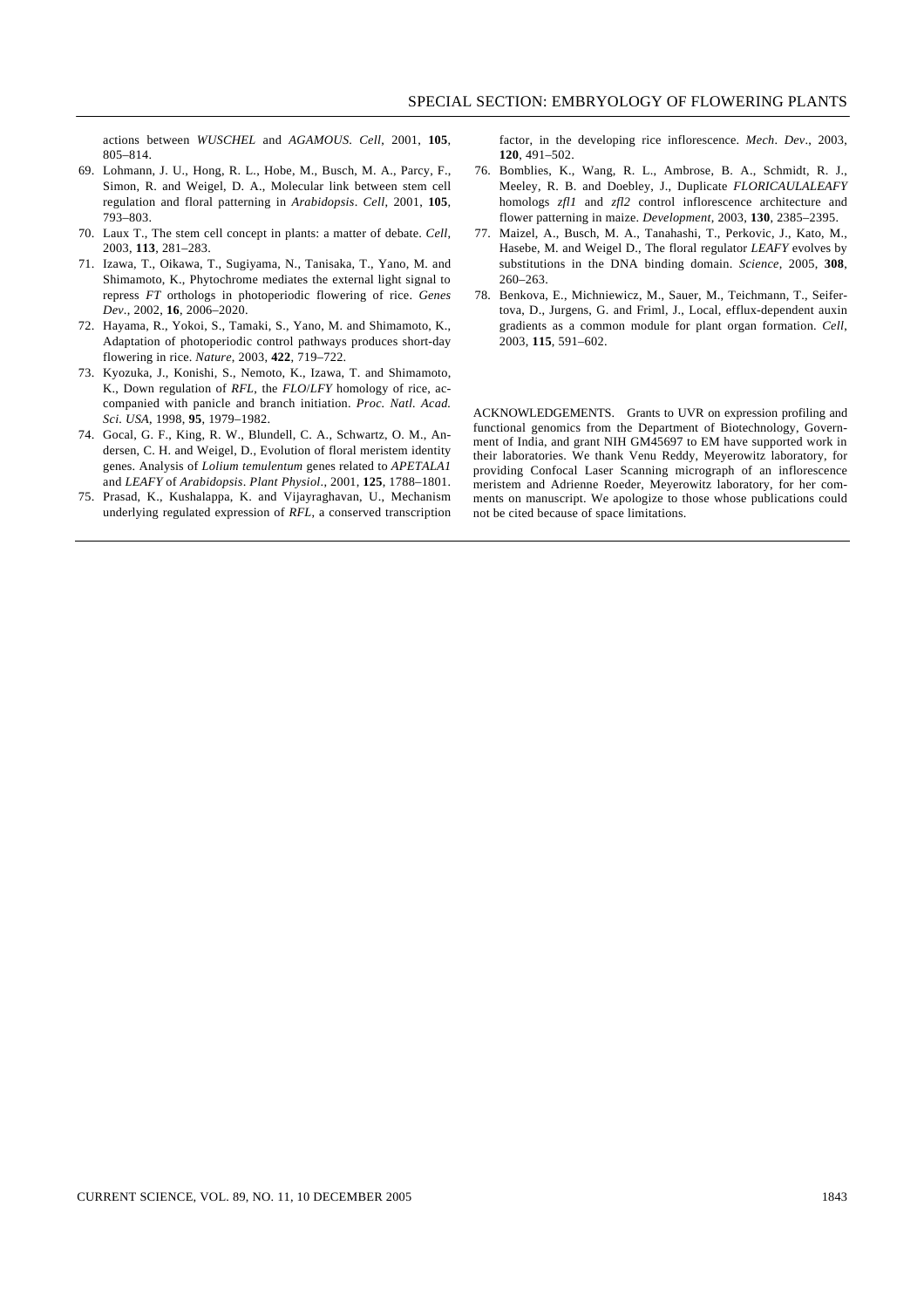actions between *WUSCHEL* and *AGAMOUS*. *Cell*, 2001, **105**, 805–814.

69. Lohmann, J. U., Hong, R. L., Hobe, M., Busch, M. A., Parcy, F., Simon, R. and Weigel, D. A., Molecular link between stem cell regulation and floral patterning in *Arabidopsis*. *Cell*, 2001, **105**, 793–803.
70. Laux T., The stem cell concept in plants: a matter of debate. *Cell*, 2003, **113**, 281–283.
71. Izawa, T., Oikawa, T., Sugiyama, N., Tanisaka, T., Yano, M. and Shimamoto, K., Phytochrome mediates the external light signal to repress *FT* orthologs in photoperiodic flowering of rice. *Genes Dev*., 2002, **16**, 2006–2020.
72. Hayama, R., Yokoi, S., Tamaki, S., Yano, M. and Shimamoto, K., Adaptation of photoperiodic control pathways produces short-day flowering in rice. *Nature*, 2003, **422**, 719–722.
73. Kyozuka, J., Konishi, S., Nemoto, K., Izawa, T. and Shimamoto, K., Down regulation of *RFL*, the *FLO*/*LFY* homology of rice, accompanied with panicle and branch initiation. *Proc. Natl. Acad. Sci. USA*, 1998, **95**, 1979–1982.
74. Gocal, G. F., King, R. W., Blundell, C. A., Schwartz, O. M., Andersen, C. H. and Weigel, D., Evolution of floral meristem identity genes. Analysis of *Lolium temulentum* genes related to *APETALA1* and *LEAFY* of *Arabidopsis*. *Plant Physiol*., 2001, **125**, 1788–1801.
75. Prasad, K., Kushalappa, K. and Vijayraghavan, U., Mechanism underlying regulated expression of *RFL*, a conserved transcription factor, in the developing rice inflorescence. *Mech. Dev*., 2003, **120**, 491–502.
76. Bomblies, K., Wang, R. L., Ambrose, B. A., Schmidt, R. J., Meeley, R. B. and Doebley, J., Duplicate *FLORICAULALEAFY* homologs *zfl1* and *zfl2* control inflorescence architecture and flower patterning in maize. *Development*, 2003, **130**, 2385–2395.
77. Maizel, A., Busch, M. A., Tanahashi, T., Perkovic, J., Kato, M., Hasebe, M. and Weigel D., The floral regulator *LEAFY* evolves by substitutions in the DNA binding domain. *Science*, 2005, **308**, 260–263.
78. Benkova, E., Michniewicz, M., Sauer, M., Teichmann, T., Seifertova, D., Jurgens, G. and Friml, J., Local, efflux-dependent auxin gradients as a common module for plant organ formation. *Cell*, 2003, **115**, 591–602.

ACKNOWLEDGEMENTS. Grants to UVR on expression profiling and functional genomics from the Department of Biotechnology, Government of India, and grant NIH GM45697 to EM have supported work in their laboratories. We thank Venu Reddy, Meyerowitz laboratory, for providing Confocal Laser Scanning micrograph of an inflorescence meristem and Adrienne Roeder, Meyerowitz laboratory, for her comments on manuscript. We apologize to those whose publications could not be cited because of space limitations.